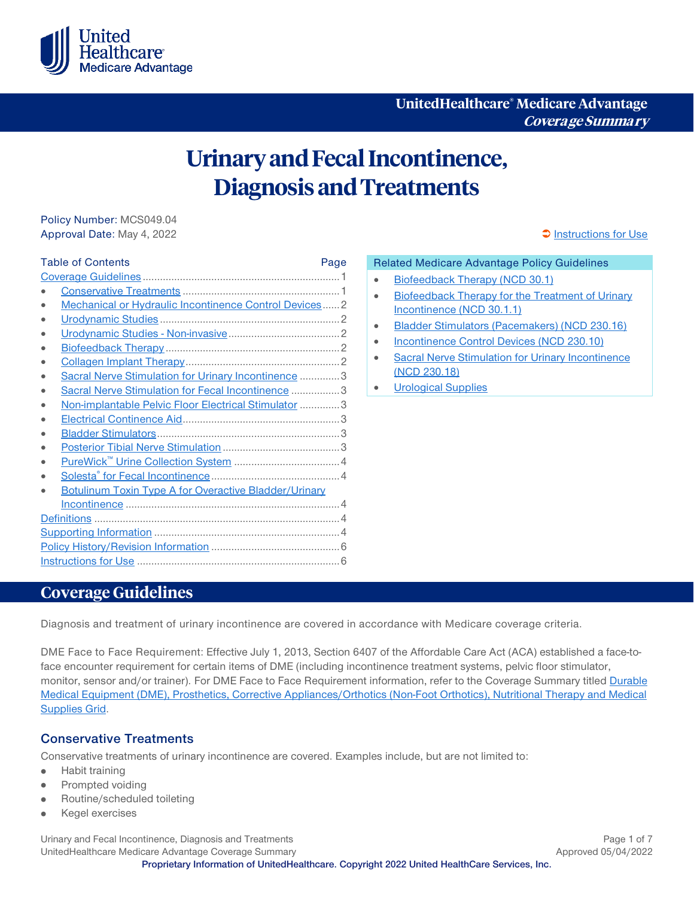UnitedHealthcare® Medicare Advantage
*Coverage Summary*

# Urinary and Fecal Incontinence, Diagnosis and Treatments

Policy Number: MCS049.04
Approval Date: May 4, 2022

➲ Instructions for Use

| Table of Contents | Page |
|---|---|
| Coverage Guidelines | 1 |
| • Conservative Treatments | 1 |
| • Mechanical or Hydraulic Incontinence Control Devices | 2 |
| • Urodynamic Studies | 2 |
| • Urodynamic Studies - Non-invasive | 2 |
| • Biofeedback Therapy | 2 |
| • Collagen Implant Therapy | 2 |
| • Sacral Nerve Stimulation for Urinary Incontinence | 3 |
| • Sacral Nerve Stimulation for Fecal Incontinence | 3 |
| • Non-implantable Pelvic Floor Electrical Stimulator | 3 |
| • Electrical Continence Aid | 3 |
| • Bladder Stimulators | 3 |
| • Posterior Tibial Nerve Stimulation | 3 |
| • PureWick™ Urine Collection System | 4 |
| • Solesta® for Fecal Incontinence | 4 |
| • Botulinum Toxin Type A for Overactive Bladder/Urinary Incontinence | 4 |
| Definitions | 4 |
| Supporting Information | 4 |
| Policy History/Revision Information | 6 |
| Instructions for Use | 6 |

**Related Medicare Advantage Policy Guidelines**

- Biofeedback Therapy (NCD 30.1)
- Biofeedback Therapy for the Treatment of Urinary Incontinence (NCD 30.1.1)
- Bladder Stimulators (Pacemakers) (NCD 230.16)
- Incontinence Control Devices (NCD 230.10)
- Sacral Nerve Stimulation for Urinary Incontinence (NCD 230.18)
- Urological Supplies

## Coverage Guidelines

Diagnosis and treatment of urinary incontinence are covered in accordance with Medicare coverage criteria.

DME Face to Face Requirement: Effective July 1, 2013, Section 6407 of the Affordable Care Act (ACA) established a face-to-face encounter requirement for certain items of DME (including incontinence treatment systems, pelvic floor stimulator, monitor, sensor and/or trainer). For DME Face to Face Requirement information, refer to the Coverage Summary titled Durable Medical Equipment (DME), Prosthetics, Corrective Appliances/Orthotics (Non-Foot Orthotics), Nutritional Therapy and Medical Supplies Grid.

### Conservative Treatments

Conservative treatments of urinary incontinence are covered. Examples include, but are not limited to:

- Habit training
- Prompted voiding
- Routine/scheduled toileting
- Kegel exercises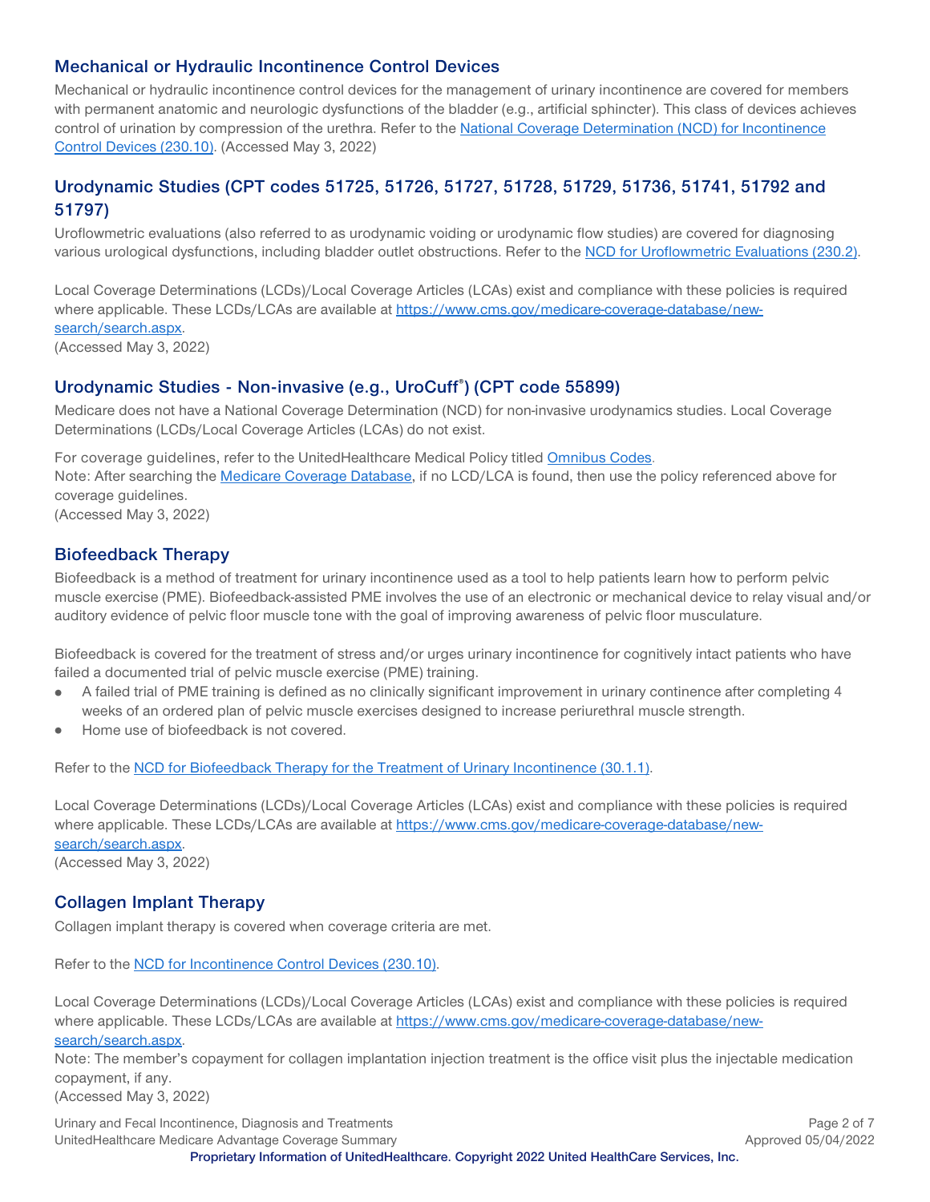## Mechanical or Hydraulic Incontinence Control Devices

Mechanical or hydraulic incontinence control devices for the management of urinary incontinence are covered for members with permanent anatomic and neurologic dysfunctions of the bladder (e.g., artificial sphincter). This class of devices achieves control of urination by compression of the urethra. Refer to the National Coverage Determination (NCD) for Incontinence Control Devices (230.10). (Accessed May 3, 2022)

## Urodynamic Studies (CPT codes 51725, 51726, 51727, 51728, 51729, 51736, 51741, 51792 and 51797)

Uroflowmetric evaluations (also referred to as urodynamic voiding or urodynamic flow studies) are covered for diagnosing various urological dysfunctions, including bladder outlet obstructions. Refer to the NCD for Uroflowmetric Evaluations (230.2).

Local Coverage Determinations (LCDs)/Local Coverage Articles (LCAs) exist and compliance with these policies is required where applicable. These LCDs/LCAs are available at https://www.cms.gov/medicare-coverage-database/new-search/search.aspx.
(Accessed May 3, 2022)

## Urodynamic Studies - Non-invasive (e.g., UroCuff®) (CPT code 55899)

Medicare does not have a National Coverage Determination (NCD) for non-invasive urodynamics studies. Local Coverage Determinations (LCDs/Local Coverage Articles (LCAs) do not exist.

For coverage guidelines, refer to the UnitedHealthcare Medical Policy titled Omnibus Codes.
Note: After searching the Medicare Coverage Database, if no LCD/LCA is found, then use the policy referenced above for coverage guidelines.
(Accessed May 3, 2022)

## Biofeedback Therapy

Biofeedback is a method of treatment for urinary incontinence used as a tool to help patients learn how to perform pelvic muscle exercise (PME). Biofeedback-assisted PME involves the use of an electronic or mechanical device to relay visual and/or auditory evidence of pelvic floor muscle tone with the goal of improving awareness of pelvic floor musculature.

Biofeedback is covered for the treatment of stress and/or urges urinary incontinence for cognitively intact patients who have failed a documented trial of pelvic muscle exercise (PME) training.

- A failed trial of PME training is defined as no clinically significant improvement in urinary continence after completing 4 weeks of an ordered plan of pelvic muscle exercises designed to increase periurethral muscle strength.
- Home use of biofeedback is not covered.

Refer to the NCD for Biofeedback Therapy for the Treatment of Urinary Incontinence (30.1.1).

Local Coverage Determinations (LCDs)/Local Coverage Articles (LCAs) exist and compliance with these policies is required where applicable. These LCDs/LCAs are available at https://www.cms.gov/medicare-coverage-database/new-search/search.aspx.
(Accessed May 3, 2022)

## Collagen Implant Therapy

Collagen implant therapy is covered when coverage criteria are met.

Refer to the NCD for Incontinence Control Devices (230.10).

Local Coverage Determinations (LCDs)/Local Coverage Articles (LCAs) exist and compliance with these policies is required where applicable. These LCDs/LCAs are available at https://www.cms.gov/medicare-coverage-database/new-search/search.aspx.
Note: The member's copayment for collagen implantation injection treatment is the office visit plus the injectable medication copayment, if any.
(Accessed May 3, 2022)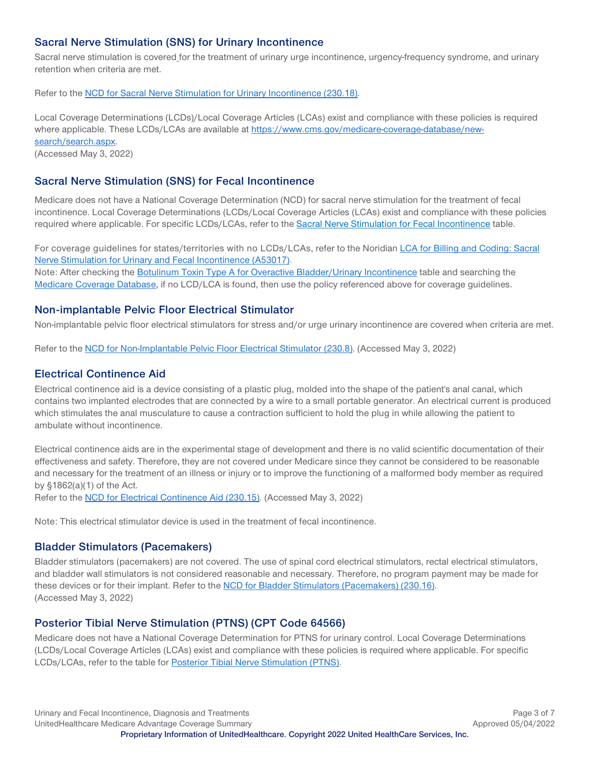## Sacral Nerve Stimulation (SNS) for Urinary Incontinence

Sacral nerve stimulation is covered for the treatment of urinary urge incontinence, urgency-frequency syndrome, and urinary retention when criteria are met.

Refer to the [NCD for Sacral Nerve Stimulation for Urinary Incontinence (230.18)](#).

Local Coverage Determinations (LCDs)/Local Coverage Articles (LCAs) exist and compliance with these policies is required where applicable. These LCDs/LCAs are available at [https://www.cms.gov/medicare-coverage-database/new-search/search.aspx](https://www.cms.gov/medicare-coverage-database/new-search/search.aspx).
(Accessed May 3, 2022)

## Sacral Nerve Stimulation (SNS) for Fecal Incontinence

Medicare does not have a National Coverage Determination (NCD) for sacral nerve stimulation for the treatment of fecal incontinence. Local Coverage Determinations (LCDs/Local Coverage Articles (LCAs) exist and compliance with these policies required where applicable. For specific LCDs/LCAs, refer to the [Sacral Nerve Stimulation for Fecal Incontinence](#) table.

For coverage guidelines for states/territories with no LCDs/LCAs, refer to the Noridian [LCA for Billing and Coding: Sacral Nerve Stimulation for Urinary and Fecal Incontinence (A53017)](#).
Note: After checking the [Botulinum Toxin Type A for Overactive Bladder/Urinary Incontinence](#) table and searching the [Medicare Coverage Database](#), if no LCD/LCA is found, then use the policy referenced above for coverage guidelines.

## Non-implantable Pelvic Floor Electrical Stimulator

Non-implantable pelvic floor electrical stimulators for stress and/or urge urinary incontinence are covered when criteria are met.

Refer to the [NCD for Non-Implantable Pelvic Floor Electrical Stimulator (230.8)](#). (Accessed May 3, 2022)

## Electrical Continence Aid

Electrical continence aid is a device consisting of a plastic plug, molded into the shape of the patient's anal canal, which contains two implanted electrodes that are connected by a wire to a small portable generator. An electrical current is produced which stimulates the anal musculature to cause a contraction sufficient to hold the plug in while allowing the patient to ambulate without incontinence.

Electrical continence aids are in the experimental stage of development and there is no valid scientific documentation of their effectiveness and safety. Therefore, they are not covered under Medicare since they cannot be considered to be reasonable and necessary for the treatment of an illness or injury or to improve the functioning of a malformed body member as required by §1862(a)(1) of the Act.
Refer to the [NCD for Electrical Continence Aid (230.15)](#). (Accessed May 3, 2022)

Note: This electrical stimulator device is used in the treatment of fecal incontinence.

## Bladder Stimulators (Pacemakers)

Bladder stimulators (pacemakers) are not covered. The use of spinal cord electrical stimulators, rectal electrical stimulators, and bladder wall stimulators is not considered reasonable and necessary. Therefore, no program payment may be made for these devices or for their implant. Refer to the [NCD for Bladder Stimulators (Pacemakers) (230.16)](#).
(Accessed May 3, 2022)

## Posterior Tibial Nerve Stimulation (PTNS) (CPT Code 64566)

Medicare does not have a National Coverage Determination for PTNS for urinary control. Local Coverage Determinations (LCDs/Local Coverage Articles (LCAs) exist and compliance with these policies is required where applicable. For specific LCDs/LCAs, refer to the table for [Posterior Tibial Nerve Stimulation (PTNS)](#).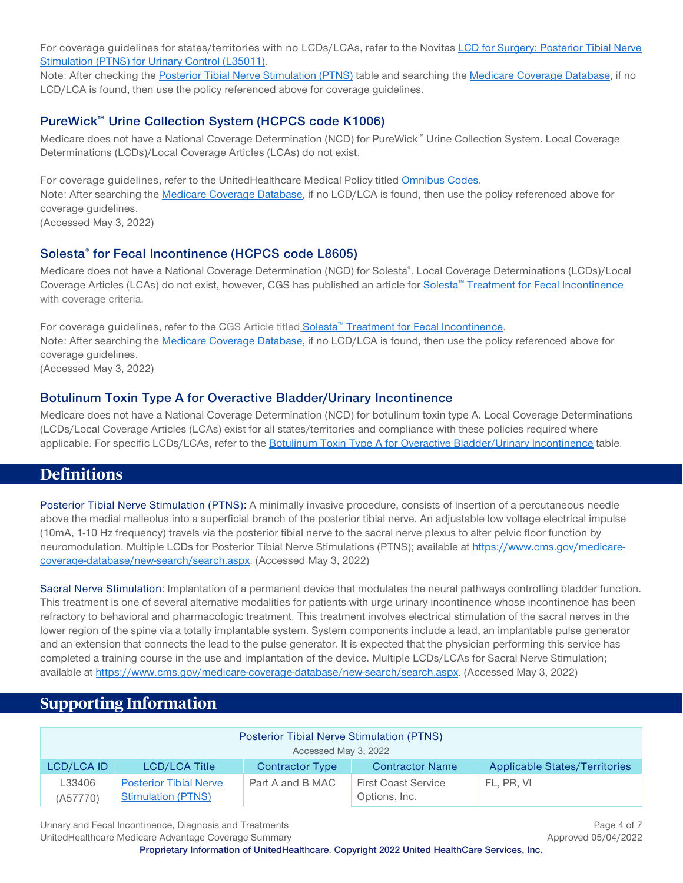For coverage guidelines for states/territories with no LCDs/LCAs, refer to the Novitas [LCD for Surgery: Posterior Tibial Nerve Stimulation (PTNS) for Urinary Control (L35011)](#).

Note: After checking the [Posterior Tibial Nerve Stimulation (PTNS)](#) table and searching the [Medicare Coverage Database](#), if no LCD/LCA is found, then use the policy referenced above for coverage guidelines.

### PureWick™ Urine Collection System (HCPCS code K1006)

Medicare does not have a National Coverage Determination (NCD) for PureWick™ Urine Collection System. Local Coverage Determinations (LCDs)/Local Coverage Articles (LCAs) do not exist.

For coverage guidelines, refer to the UnitedHealthcare Medical Policy titled [Omnibus Codes](#).

Note: After searching the [Medicare Coverage Database](#), if no LCD/LCA is found, then use the policy referenced above for coverage guidelines.

(Accessed May 3, 2022)

### Solesta® for Fecal Incontinence (HCPCS code L8605)

Medicare does not have a National Coverage Determination (NCD) for Solesta®. Local Coverage Determinations (LCDs)/Local Coverage Articles (LCAs) do not exist, however, CGS has published an article for [Solesta™ Treatment for Fecal Incontinence](#) with coverage criteria.

For coverage guidelines, refer to the CGS Article titled [Solesta™ Treatment for Fecal Incontinence](#).

Note: After searching the [Medicare Coverage Database](#), if no LCD/LCA is found, then use the policy referenced above for coverage guidelines.

(Accessed May 3, 2022)

### Botulinum Toxin Type A for Overactive Bladder/Urinary Incontinence

Medicare does not have a National Coverage Determination (NCD) for botulinum toxin type A. Local Coverage Determinations (LCDs/Local Coverage Articles (LCAs) exist for all states/territories and compliance with these policies required where applicable. For specific LCDs/LCAs, refer to the [Botulinum Toxin Type A for Overactive Bladder/Urinary Incontinence](#) table.

## Definitions

**Posterior Tibial Nerve Stimulation (PTNS):** A minimally invasive procedure, consists of insertion of a percutaneous needle above the medial malleolus into a superficial branch of the posterior tibial nerve. An adjustable low voltage electrical impulse (10mA, 1-10 Hz frequency) travels via the posterior tibial nerve to the sacral nerve plexus to alter pelvic floor function by neuromodulation. Multiple LCDs for Posterior Tibial Nerve Stimulations (PTNS); available at https://www.cms.gov/medicare-coverage-database/new-search/search.aspx. (Accessed May 3, 2022)

**Sacral Nerve Stimulation**: Implantation of a permanent device that modulates the neural pathways controlling bladder function. This treatment is one of several alternative modalities for patients with urge urinary incontinence whose incontinence has been refractory to behavioral and pharmacologic treatment. This treatment involves electrical stimulation of the sacral nerves in the lower region of the spine via a totally implantable system. System components include a lead, an implantable pulse generator and an extension that connects the lead to the pulse generator. It is expected that the physician performing this service has completed a training course in the use and implantation of the device. Multiple LCDs/LCAs for Sacral Nerve Stimulation; available at https://www.cms.gov/medicare-coverage-database/new-search/search.aspx. (Accessed May 3, 2022)

## Supporting Information

| Posterior Tibial Nerve Stimulation (PTNS) Accessed May 3, 2022 | | | | |
|---|---|---|---|---|
| LCD/LCA ID | LCD/LCA Title | Contractor Type | Contractor Name | Applicable States/Territories |
| L33406 (A57770) | [Posterior Tibial Nerve Stimulation (PTNS)](#) | Part A and B MAC | First Coast Service Options, Inc. | FL, PR, VI |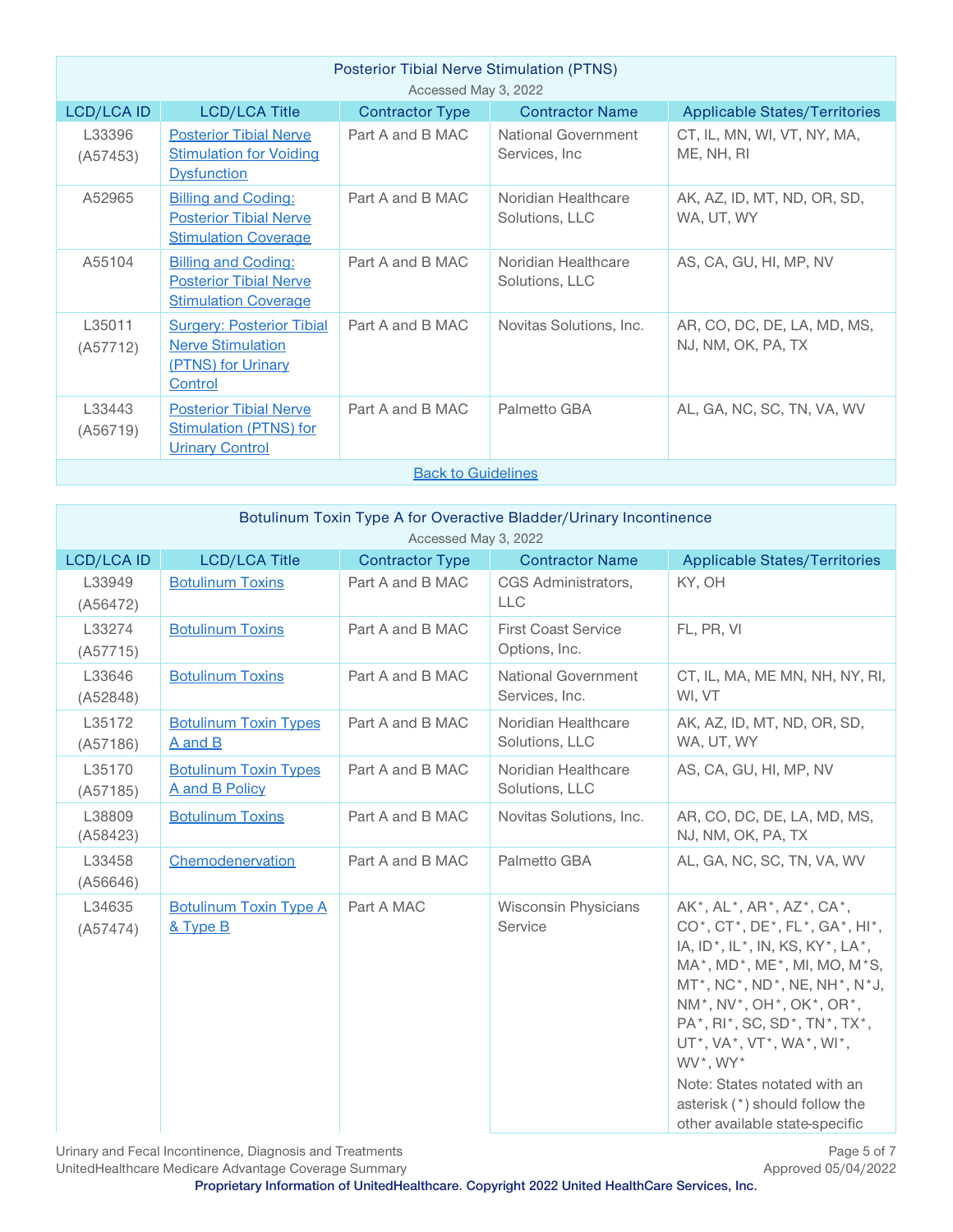| Posterior Tibial Nerve Stimulation (PTNS)<br>Accessed May 3, 2022 | | | | |
|---|---|---|---|---|
| **LCD/LCA ID** | **LCD/LCA Title** | **Contractor Type** | **Contractor Name** | **Applicable States/Territories** |
| L33396 (A57453) | Posterior Tibial Nerve Stimulation for Voiding Dysfunction | Part A and B MAC | National Government Services, Inc | CT, IL, MN, WI, VT, NY, MA, ME, NH, RI |
| A52965 | Billing and Coding: Posterior Tibial Nerve Stimulation Coverage | Part A and B MAC | Noridian Healthcare Solutions, LLC | AK, AZ, ID, MT, ND, OR, SD, WA, UT, WY |
| A55104 | Billing and Coding: Posterior Tibial Nerve Stimulation Coverage | Part A and B MAC | Noridian Healthcare Solutions, LLC | AS, CA, GU, HI, MP, NV |
| L35011 (A57712) | Surgery: Posterior Tibial Nerve Stimulation (PTNS) for Urinary Control | Part A and B MAC | Novitas Solutions, Inc. | AR, CO, DC, DE, LA, MD, MS, NJ, NM, OK, PA, TX |
| L33443 (A56719) | Posterior Tibial Nerve Stimulation (PTNS) for Urinary Control | Part A and B MAC | Palmetto GBA | AL, GA, NC, SC, TN, VA, WV |
| Back to Guidelines | | | | |

| Botulinum Toxin Type A for Overactive Bladder/Urinary Incontinence<br>Accessed May 3, 2022 | | | | |
|---|---|---|---|---|
| **LCD/LCA ID** | **LCD/LCA Title** | **Contractor Type** | **Contractor Name** | **Applicable States/Territories** |
| L33949 (A56472) | Botulinum Toxins | Part A and B MAC | CGS Administrators, LLC | KY, OH |
| L33274 (A57715) | Botulinum Toxins | Part A and B MAC | First Coast Service Options, Inc. | FL, PR, VI |
| L33646 (A52848) | Botulinum Toxins | Part A and B MAC | National Government Services, Inc. | CT, IL, MA, ME MN, NH, NY, RI, WI, VT |
| L35172 (A57186) | Botulinum Toxin Types A and B | Part A and B MAC | Noridian Healthcare Solutions, LLC | AK, AZ, ID, MT, ND, OR, SD, WA, UT, WY |
| L35170 (A57185) | Botulinum Toxin Types A and B Policy | Part A and B MAC | Noridian Healthcare Solutions, LLC | AS, CA, GU, HI, MP, NV |
| L38809 (A58423) | Botulinum Toxins | Part A and B MAC | Novitas Solutions, Inc. | AR, CO, DC, DE, LA, MD, MS, NJ, NM, OK, PA, TX |
| L33458 (A56646) | Chemodenervation | Part A and B MAC | Palmetto GBA | AL, GA, NC, SC, TN, VA, WV |
| L34635 (A57474) | Botulinum Toxin Type A & Type B | Part A MAC | Wisconsin Physicians Service | AK*, AL*, AR*, AZ*, CA*, CO*, CT*, DE*, FL*, GA*, HI*, IA, ID*, IL*, IN, KS, KY*, LA*, MA*, MD*, ME*, MI, MO, M*S, MT*, NC*, ND*, NE, NH*, N*J, NM*, NV*, OH*, OK*, OR*, PA*, RI*, SC, SD*, TN*, TX*, UT*, VA*, VT*, WA*, WI*, WV*, WY*<br>Note: States notated with an asterisk (*) should follow the other available state-specific |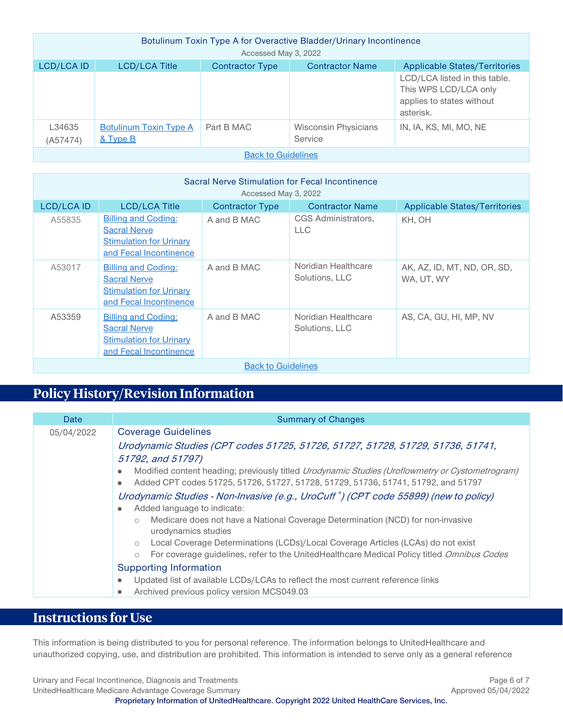| Botulinum Toxin Type A for Overactive Bladder/Urinary Incontinence<br>Accessed May 3, 2022 | | | | |
|---|---|---|---|---|
| LCD/LCA ID | LCD/LCA Title | Contractor Type | Contractor Name | Applicable States/Territories |
| | | | | LCD/LCA listed in this table. This WPS LCD/LCA only applies to states without asterisk. |
| L34635 (A57474) | Botulinum Toxin Type A & Type B | Part B MAC | Wisconsin Physicians Service | IN, IA, KS, MI, MO, NE |
| Back to Guidelines | | | | |

| Sacral Nerve Stimulation for Fecal Incontinence<br>Accessed May 3, 2022 | | | | |
|---|---|---|---|---|
| LCD/LCA ID | LCD/LCA Title | Contractor Type | Contractor Name | Applicable States/Territories |
| A55835 | Billing and Coding: Sacral Nerve Stimulation for Urinary and Fecal Incontinence | A and B MAC | CGS Administrators, LLC | KH, OH |
| A53017 | Billing and Coding: Sacral Nerve Stimulation for Urinary and Fecal Incontinence | A and B MAC | Noridian Healthcare Solutions, LLC | AK, AZ, ID, MT, ND, OR, SD, WA, UT, WY |
| A53359 | Billing and Coding: Sacral Nerve Stimulation for Urinary and Fecal Incontinence | A and B MAC | Noridian Healthcare Solutions, LLC | AS, CA, GU, HI, MP, NV |
| Back to Guidelines | | | | |

## Policy History/Revision Information

| Date | Summary of Changes |
|---|---|
| 05/04/2022 | **Coverage Guidelines**<br>*Urodynamic Studies (CPT codes 51725, 51726, 51727, 51728, 51729, 51736, 51741, 51792, and 51797)*<br>• Modified content heading; previously titled *Urodynamic Studies (Uroflowmetry or Cystometrogram)*<br>• Added CPT codes 51725, 51726, 51727, 51728, 51729, 51736, 51741, 51792, and 51797<br>*Urodynamic Studies - Non-Invasive (e.g., UroCuff®) (CPT code 55899) (new to policy)*<br>• Added language to indicate:<br>&nbsp;&nbsp;○ Medicare does not have a National Coverage Determination (NCD) for non-invasive urodynamics studies<br>&nbsp;&nbsp;○ Local Coverage Determinations (LCDs)/Local Coverage Articles (LCAs) do not exist<br>&nbsp;&nbsp;○ For coverage guidelines, refer to the UnitedHealthcare Medical Policy titled *Omnibus Codes*<br>**Supporting Information**<br>• Updated list of available LCDs/LCAs to reflect the most current reference links<br>• Archived previous policy version MCS049.03 |

## Instructions for Use

This information is being distributed to you for personal reference. The information belongs to UnitedHealthcare and unauthorized copying, use, and distribution are prohibited. This information is intended to serve only as a general reference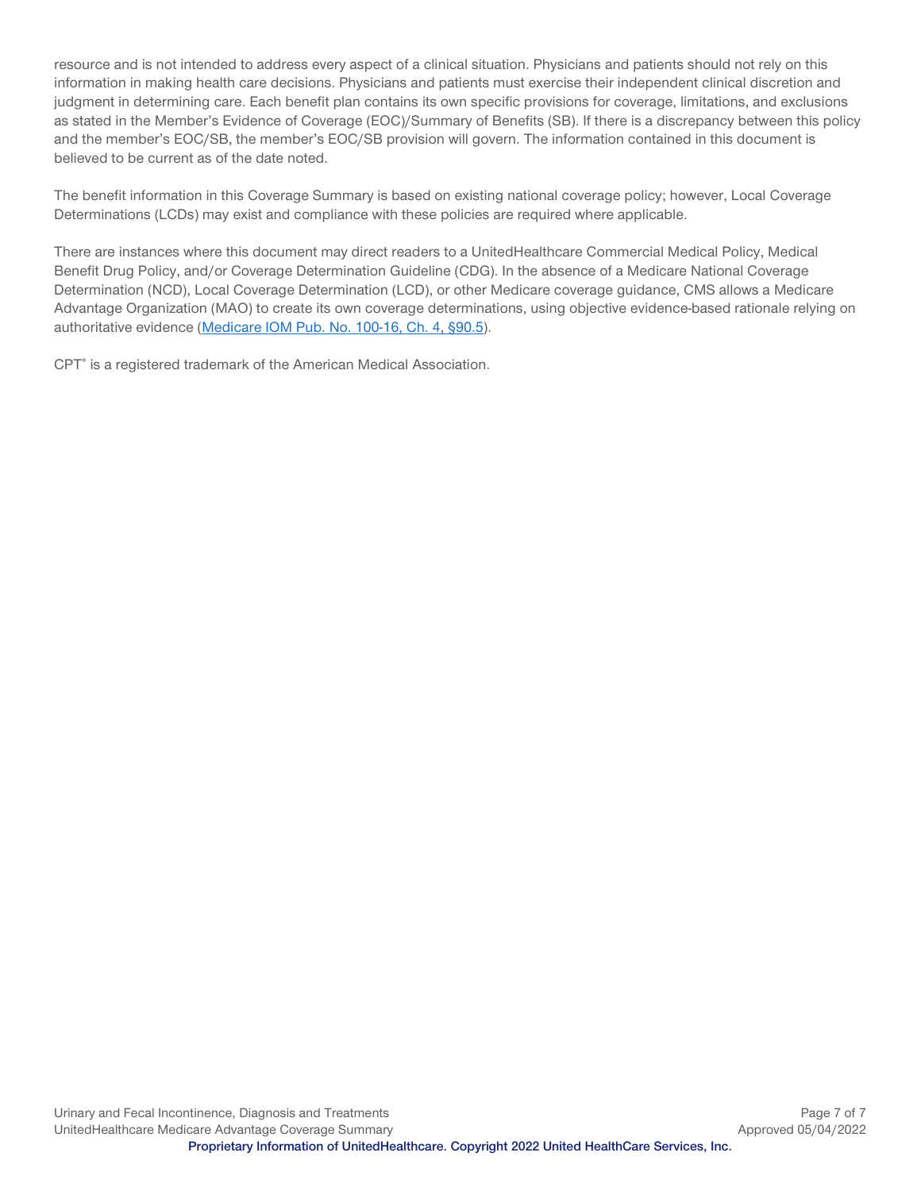resource and is not intended to address every aspect of a clinical situation. Physicians and patients should not rely on this information in making health care decisions. Physicians and patients must exercise their independent clinical discretion and judgment in determining care. Each benefit plan contains its own specific provisions for coverage, limitations, and exclusions as stated in the Member's Evidence of Coverage (EOC)/Summary of Benefits (SB). If there is a discrepancy between this policy and the member's EOC/SB, the member's EOC/SB provision will govern. The information contained in this document is believed to be current as of the date noted.

The benefit information in this Coverage Summary is based on existing national coverage policy; however, Local Coverage Determinations (LCDs) may exist and compliance with these policies are required where applicable.

There are instances where this document may direct readers to a UnitedHealthcare Commercial Medical Policy, Medical Benefit Drug Policy, and/or Coverage Determination Guideline (CDG). In the absence of a Medicare National Coverage Determination (NCD), Local Coverage Determination (LCD), or other Medicare coverage guidance, CMS allows a Medicare Advantage Organization (MAO) to create its own coverage determinations, using objective evidence-based rationale relying on authoritative evidence (Medicare IOM Pub. No. 100-16, Ch. 4, §90.5).

CPT® is a registered trademark of the American Medical Association.